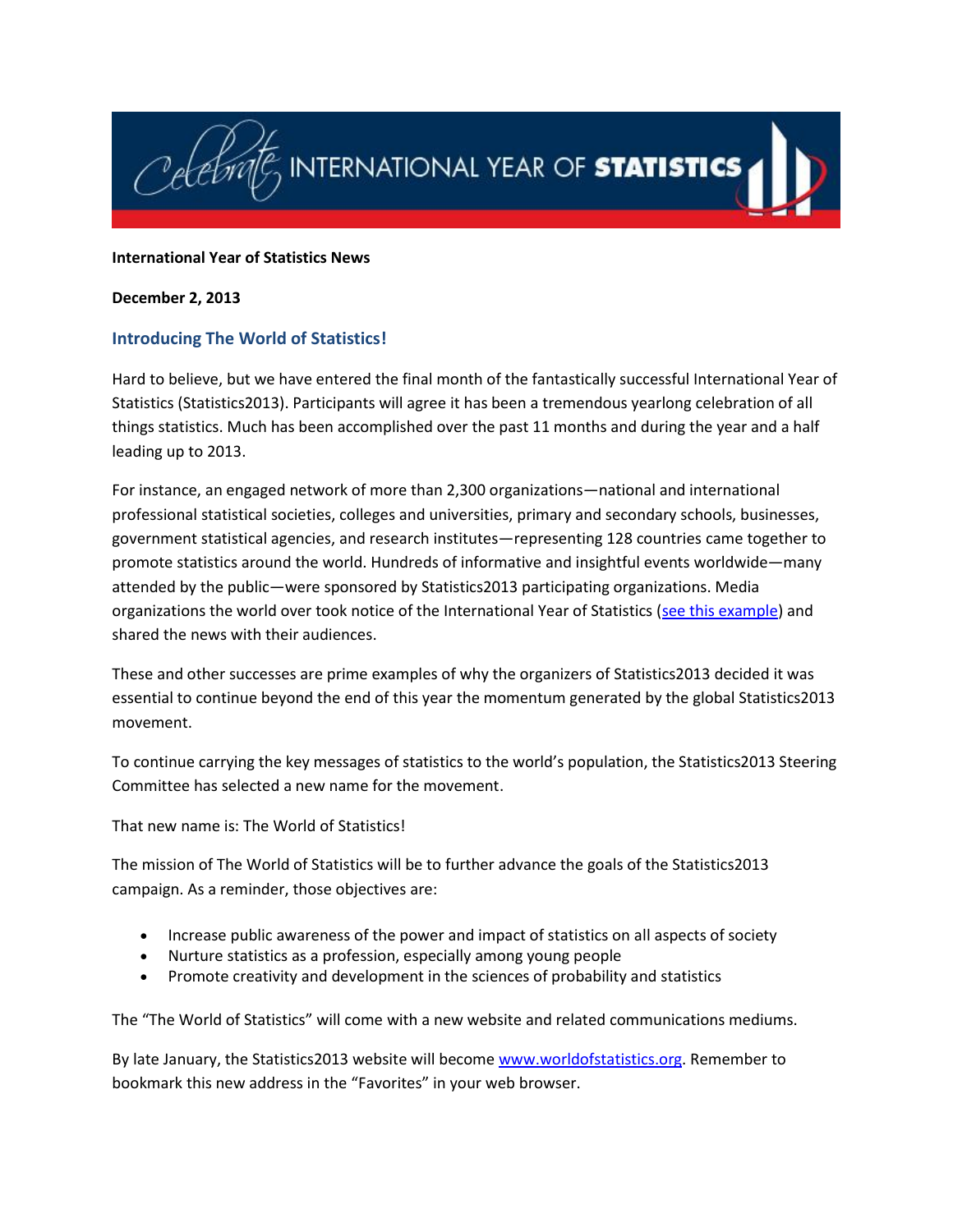Celebrate INTERNATIONAL YEAR OF STATISTICS

**International Year of Statistics News**

**December 2, 2013**

## Introducing The World of Statistics!

Hard to believe, but we have entered the final month of the fantastically successful International Year of Statistics (Statistics2013). Participants will agree it has been a tremendous yearlong celebration of all things statistics. Much has been accomplished over the past 11 months and during the year and a half leading up to 2013.

For instance, an engaged network of more than 2,300 organizations—national and international professional statistical societies, colleges and universities, primary and secondary schools, businesses, government statistical agencies, and research institutes—representing 128 countries came together to promote statistics around the world. Hundreds of informative and insightful events worldwide—many attended by the public—were sponsored by Statistics2013 participating organizations. Media organizations the world over took notice of the International Year of Statistics (see this example) and shared the news with their audiences.

These and other successes are prime examples of why the organizers of Statistics2013 decided it was essential to continue beyond the end of this year the momentum generated by the global Statistics2013 movement.

To continue carrying the key messages of statistics to the world's population, the Statistics2013 Steering Committee has selected a new name for the movement.

That new name is: The World of Statistics!

The mission of The World of Statistics will be to further advance the goals of the Statistics2013 campaign. As a reminder, those objectives are:

- Increase public awareness of the power and impact of statistics on all aspects of society
- Nurture statistics as a profession, especially among young people
- Promote creativity and development in the sciences of probability and statistics

The "The World of Statistics" will come with a new website and related communications mediums.

By late January, the Statistics2013 website will become www.worldofstatistics.org. Remember to bookmark this new address in the "Favorites" in your web browser.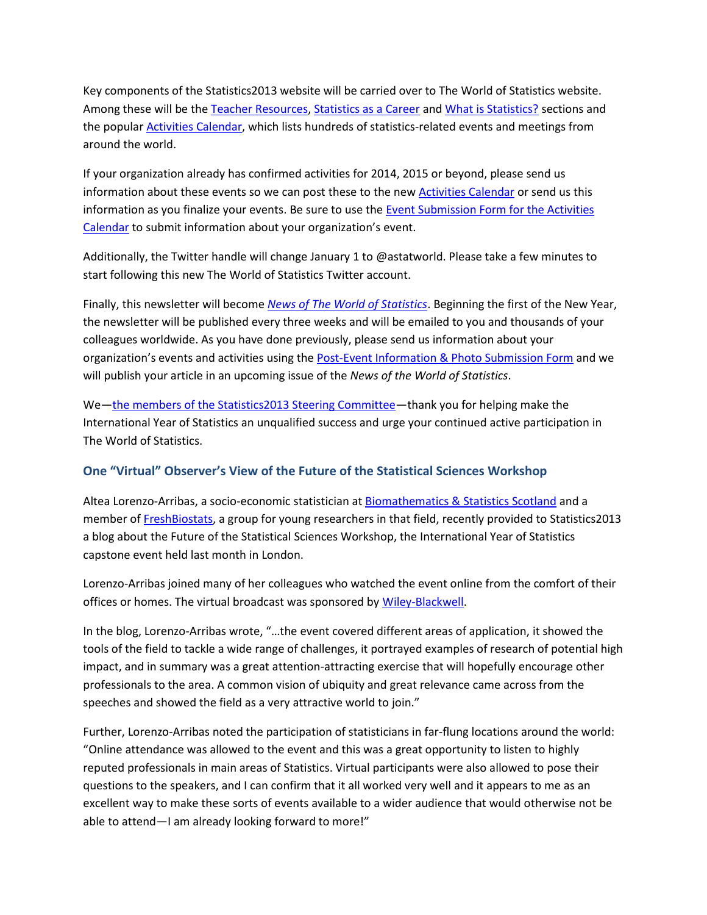Key components of the Statistics2013 website will be carried over to The World of Statistics website. Among these will be the Teacher Resources, Statistics as a Career and What is Statistics? sections and the popular Activities Calendar, which lists hundreds of statistics-related events and meetings from around the world.

If your organization already has confirmed activities for 2014, 2015 or beyond, please send us information about these events so we can post these to the new Activities Calendar or send us this information as you finalize your events. Be sure to use the Event Submission Form for the Activities Calendar to submit information about your organization's event.

Additionally, the Twitter handle will change January 1 to @astatworld. Please take a few minutes to start following this new The World of Statistics Twitter account.

Finally, this newsletter will become *News of The World of Statistics*. Beginning the first of the New Year, the newsletter will be published every three weeks and will be emailed to you and thousands of your colleagues worldwide. As you have done previously, please send us information about your organization's events and activities using the Post-Event Information & Photo Submission Form and we will publish your article in an upcoming issue of the *News of the World of Statistics*.

We—the members of the Statistics2013 Steering Committee—thank you for helping make the International Year of Statistics an unqualified success and urge your continued active participation in The World of Statistics.

### One "Virtual" Observer's View of the Future of the Statistical Sciences Workshop

Altea Lorenzo-Arribas, a socio-economic statistician at Biomathematics & Statistics Scotland and a member of FreshBiostats, a group for young researchers in that field, recently provided to Statistics2013 a blog about the Future of the Statistical Sciences Workshop, the International Year of Statistics capstone event held last month in London.

Lorenzo-Arribas joined many of her colleagues who watched the event online from the comfort of their offices or homes. The virtual broadcast was sponsored by Wiley-Blackwell.

In the blog, Lorenzo-Arribas wrote, "…the event covered different areas of application, it showed the tools of the field to tackle a wide range of challenges, it portrayed examples of research of potential high impact, and in summary was a great attention-attracting exercise that will hopefully encourage other professionals to the area. A common vision of ubiquity and great relevance came across from the speeches and showed the field as a very attractive world to join."

Further, Lorenzo-Arribas noted the participation of statisticians in far-flung locations around the world: "Online attendance was allowed to the event and this was a great opportunity to listen to highly reputed professionals in main areas of Statistics. Virtual participants were also allowed to pose their questions to the speakers, and I can confirm that it all worked very well and it appears to me as an excellent way to make these sorts of events available to a wider audience that would otherwise not be able to attend—I am already looking forward to more!"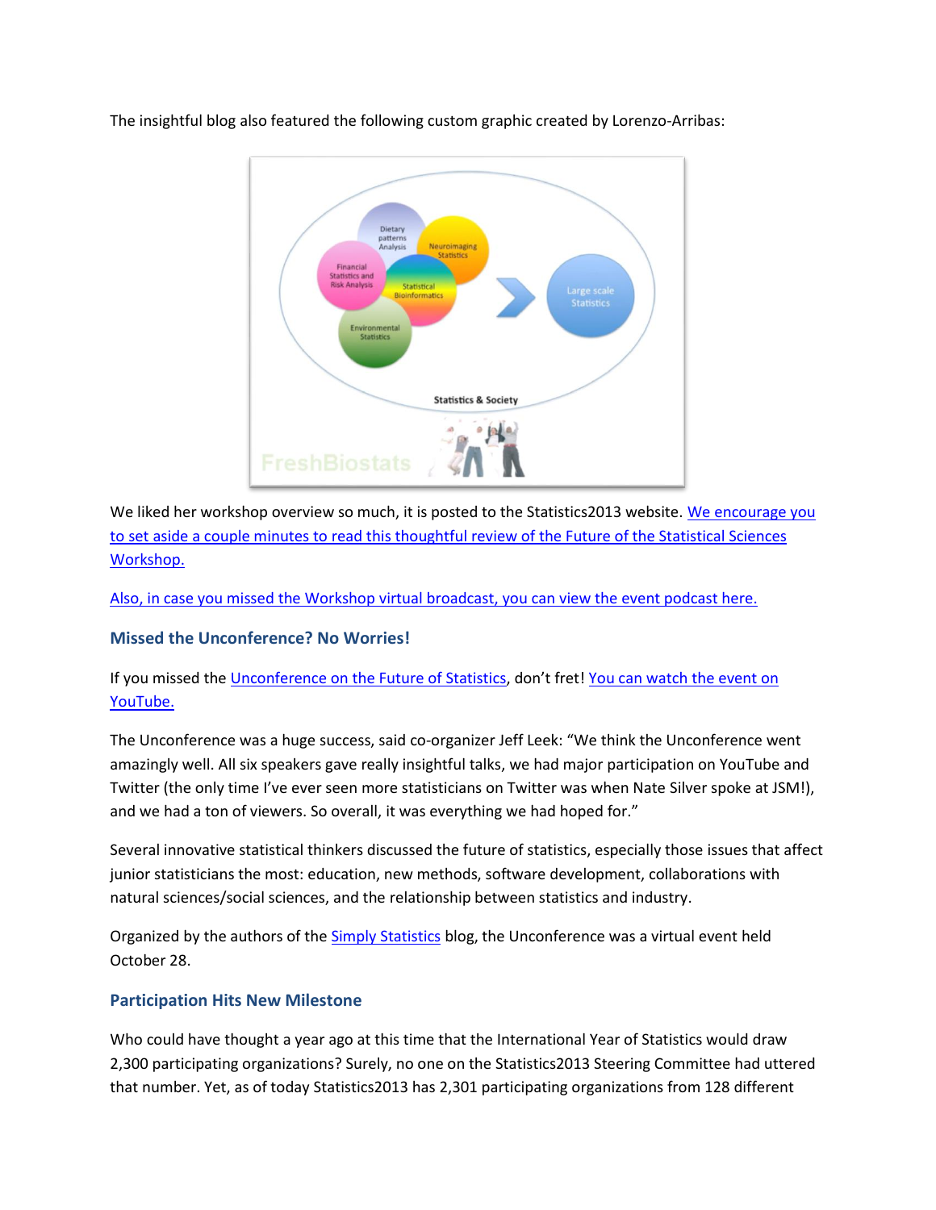The insightful blog also featured the following custom graphic created by Lorenzo-Arribas:

We liked her workshop overview so much, it is posted to the Statistics2013 website. We encourage you to set aside a couple minutes to read this thoughtful review of the Future of the Statistical Sciences Workshop.

Also, in case you missed the Workshop virtual broadcast, you can view the event podcast here.

### Missed the Unconference? No Worries!

If you missed the Unconference on the Future of Statistics, don't fret! You can watch the event on YouTube.

The Unconference was a huge success, said co-organizer Jeff Leek: "We think the Unconference went amazingly well. All six speakers gave really insightful talks, we had major participation on YouTube and Twitter (the only time I've ever seen more statisticians on Twitter was when Nate Silver spoke at JSM!), and we had a ton of viewers. So overall, it was everything we had hoped for."

Several innovative statistical thinkers discussed the future of statistics, especially those issues that affect junior statisticians the most: education, new methods, software development, collaborations with natural sciences/social sciences, and the relationship between statistics and industry.

Organized by the authors of the Simply Statistics blog, the Unconference was a virtual event held October 28.

### Participation Hits New Milestone

Who could have thought a year ago at this time that the International Year of Statistics would draw 2,300 participating organizations? Surely, no one on the Statistics2013 Steering Committee had uttered that number. Yet, as of today Statistics2013 has 2,301 participating organizations from 128 different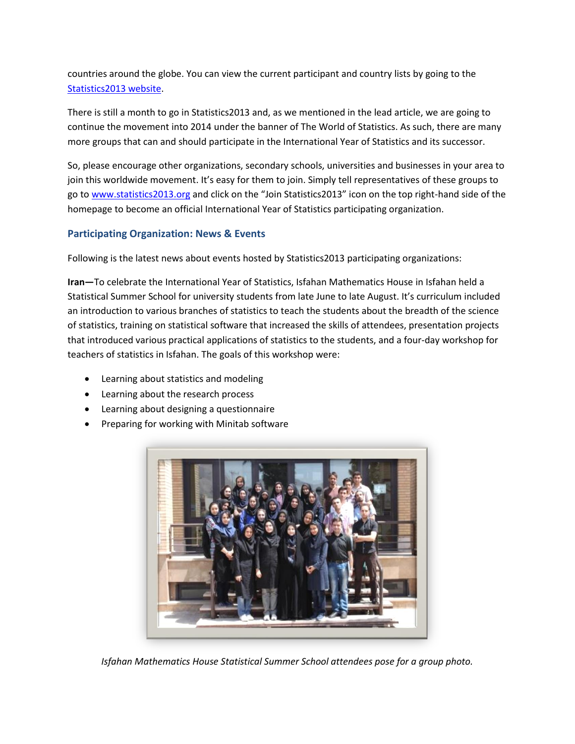countries around the globe. You can view the current participant and country lists by going to the [Statistics2013 website](Statistics2013 website).

There is still a month to go in Statistics2013 and, as we mentioned in the lead article, we are going to continue the movement into 2014 under the banner of The World of Statistics. As such, there are many more groups that can and should participate in the International Year of Statistics and its successor.

So, please encourage other organizations, secondary schools, universities and businesses in your area to join this worldwide movement. It's easy for them to join. Simply tell representatives of these groups to go to www.statistics2013.org and click on the "Join Statistics2013" icon on the top right-hand side of the homepage to become an official International Year of Statistics participating organization.

### Participating Organization: News & Events

Following is the latest news about events hosted by Statistics2013 participating organizations:

**Iran—**To celebrate the International Year of Statistics, Isfahan Mathematics House in Isfahan held a Statistical Summer School for university students from late June to late August. It's curriculum included an introduction to various branches of statistics to teach the students about the breadth of the science of statistics, training on statistical software that increased the skills of attendees, presentation projects that introduced various practical applications of statistics to the students, and a four-day workshop for teachers of statistics in Isfahan. The goals of this workshop were:

- Learning about statistics and modeling
- Learning about the research process
- Learning about designing a questionnaire
- Preparing for working with Minitab software

*Isfahan Mathematics House Statistical Summer School attendees pose for a group photo.*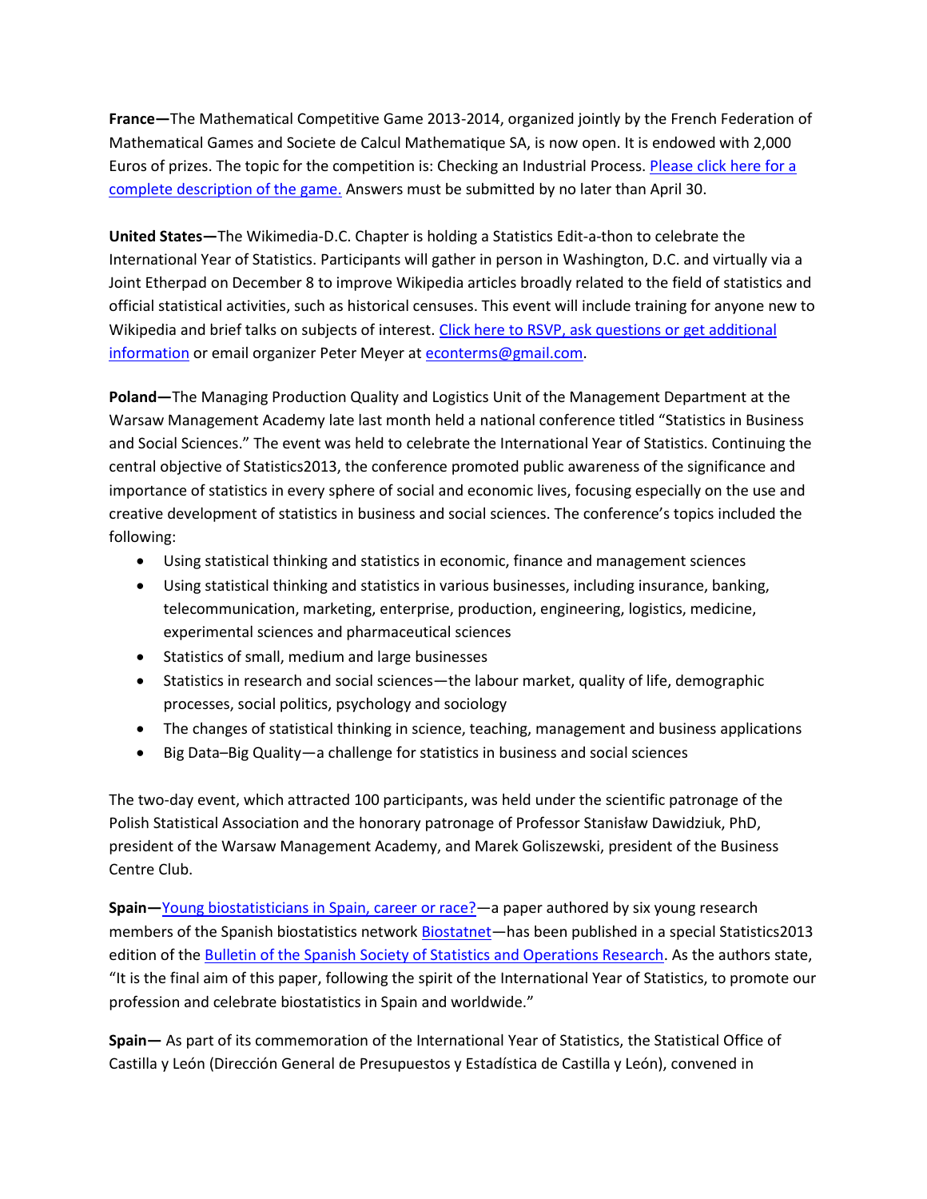**France—**The Mathematical Competitive Game 2013-2014, organized jointly by the French Federation of Mathematical Games and Societe de Calcul Mathematique SA, is now open. It is endowed with 2,000 Euros of prizes. The topic for the competition is: Checking an Industrial Process. [Please click here for a complete description of the game.]() Answers must be submitted by no later than April 30.

**United States—**The Wikimedia-D.C. Chapter is holding a Statistics Edit-a-thon to celebrate the International Year of Statistics. Participants will gather in person in Washington, D.C. and virtually via a Joint Etherpad on December 8 to improve Wikipedia articles broadly related to the field of statistics and official statistical activities, such as historical censuses. This event will include training for anyone new to Wikipedia and brief talks on subjects of interest. [Click here to RSVP, ask questions or get additional information]() or email organizer Peter Meyer at [econterms@gmail.com](mailto:econterms@gmail.com).

**Poland—**The Managing Production Quality and Logistics Unit of the Management Department at the Warsaw Management Academy late last month held a national conference titled "Statistics in Business and Social Sciences." The event was held to celebrate the International Year of Statistics. Continuing the central objective of Statistics2013, the conference promoted public awareness of the significance and importance of statistics in every sphere of social and economic lives, focusing especially on the use and creative development of statistics in business and social sciences. The conference's topics included the following:

- Using statistical thinking and statistics in economic, finance and management sciences
- Using statistical thinking and statistics in various businesses, including insurance, banking, telecommunication, marketing, enterprise, production, engineering, logistics, medicine, experimental sciences and pharmaceutical sciences
- Statistics of small, medium and large businesses
- Statistics in research and social sciences—the labour market, quality of life, demographic processes, social politics, psychology and sociology
- The changes of statistical thinking in science, teaching, management and business applications
- Big Data–Big Quality—a challenge for statistics in business and social sciences

The two-day event, which attracted 100 participants, was held under the scientific patronage of the Polish Statistical Association and the honorary patronage of Professor Stanisław Dawidziuk, PhD, president of the Warsaw Management Academy, and Marek Goliszewski, president of the Business Centre Club.

**Spain—**[Young biostatisticians in Spain, career or race?]()—a paper authored by six young research members of the Spanish biostatistics network [Biostatnet]()—has been published in a special Statistics2013 edition of the [Bulletin of the Spanish Society of Statistics and Operations Research](). As the authors state, "It is the final aim of this paper, following the spirit of the International Year of Statistics, to promote our profession and celebrate biostatistics in Spain and worldwide."

**Spain—** As part of its commemoration of the International Year of Statistics, the Statistical Office of Castilla y León (Dirección General de Presupuestos y Estadística de Castilla y León), convened in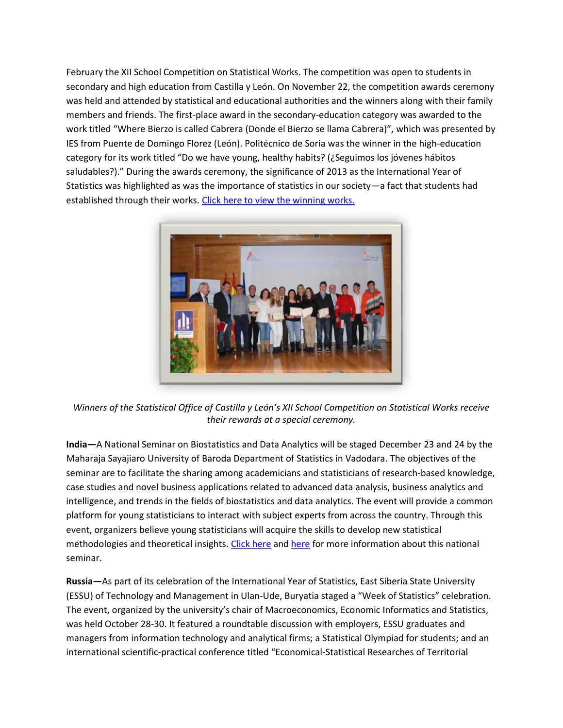February the XII School Competition on Statistical Works. The competition was open to students in secondary and high education from Castilla y León. On November 22, the competition awards ceremony was held and attended by statistical and educational authorities and the winners along with their family members and friends. The first-place award in the secondary-education category was awarded to the work titled "Where Bierzo is called Cabrera (Donde el Bierzo se llama Cabrera)", which was presented by IES from Puente de Domingo Florez (León). Politécnico de Soria was the winner in the high-education category for its work titled "Do we have young, healthy habits? (¿Seguimos los jóvenes hábitos saludables?)." During the awards ceremony, the significance of 2013 as the International Year of Statistics was highlighted as was the importance of statistics in our society—a fact that students had established through their works. Click here to view the winning works.

*Winners of the Statistical Office of Castilla y León's XII School Competition on Statistical Works receive their rewards at a special ceremony.*

**India—**A National Seminar on Biostatistics and Data Analytics will be staged December 23 and 24 by the Maharaja Sayajiaro University of Baroda Department of Statistics in Vadodara. The objectives of the seminar are to facilitate the sharing among academicians and statisticians of research-based knowledge, case studies and novel business applications related to advanced data analysis, business analytics and intelligence, and trends in the fields of biostatistics and data analytics. The event will provide a common platform for young statisticians to interact with subject experts from across the country. Through this event, organizers believe young statisticians will acquire the skills to develop new statistical methodologies and theoretical insights. Click here and here for more information about this national seminar.

**Russia—**As part of its celebration of the International Year of Statistics, East Siberia State University (ESSU) of Technology and Management in Ulan-Ude, Buryatia staged a "Week of Statistics" celebration. The event, organized by the university's chair of Macroeconomics, Economic Informatics and Statistics, was held October 28-30. It featured a roundtable discussion with employers, ESSU graduates and managers from information technology and analytical firms; a Statistical Olympiad for students; and an international scientific-practical conference titled "Economical-Statistical Researches of Territorial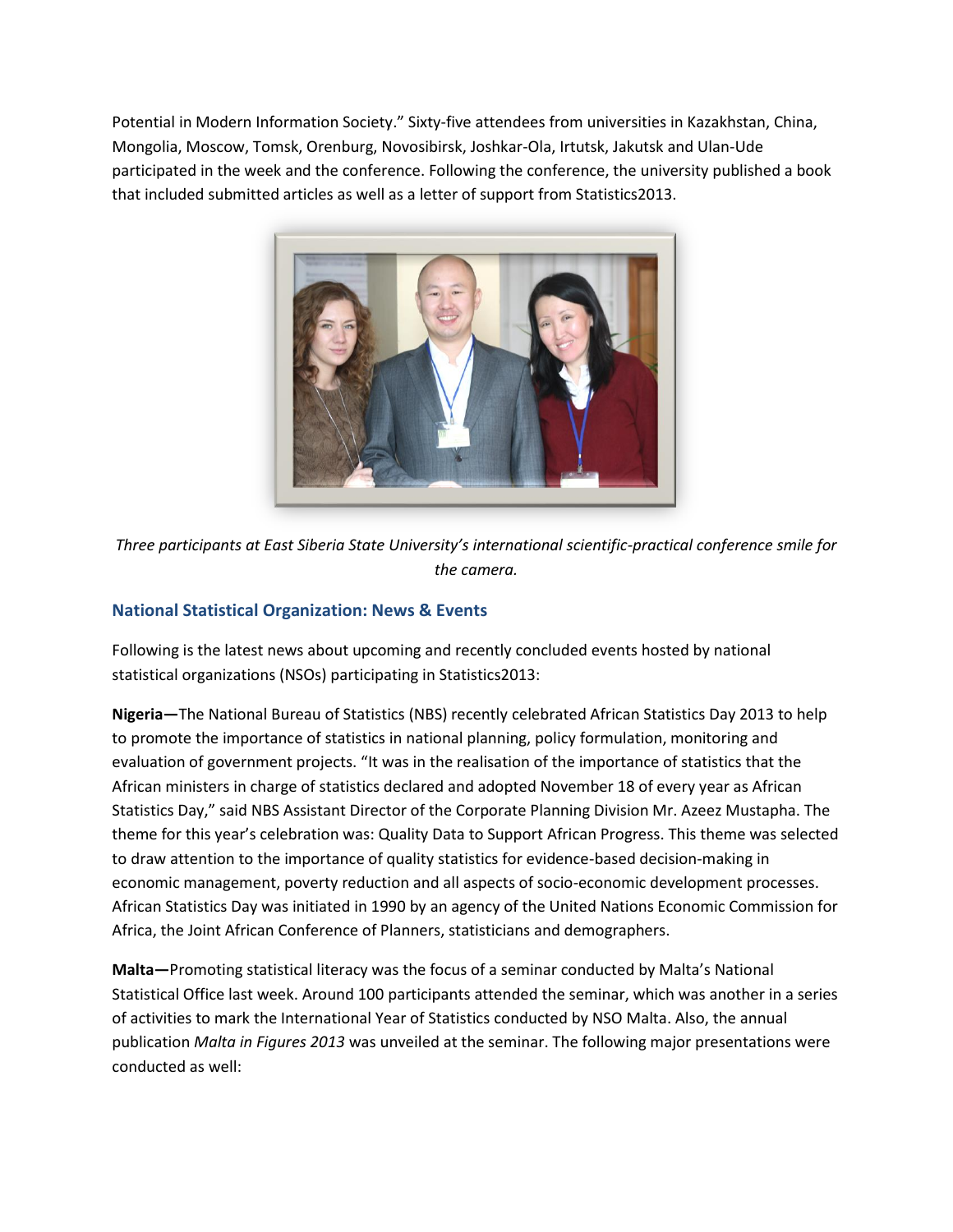Potential in Modern Information Society." Sixty-five attendees from universities in Kazakhstan, China, Mongolia, Moscow, Tomsk, Orenburg, Novosibirsk, Joshkar-Ola, Irtutsk, Jakutsk and Ulan-Ude participated in the week and the conference. Following the conference, the university published a book that included submitted articles as well as a letter of support from Statistics2013.

*Three participants at East Siberia State University's international scientific-practical conference smile for the camera.*

## National Statistical Organization: News & Events

Following is the latest news about upcoming and recently concluded events hosted by national statistical organizations (NSOs) participating in Statistics2013:

**Nigeria—**The National Bureau of Statistics (NBS) recently celebrated African Statistics Day 2013 to help to promote the importance of statistics in national planning, policy formulation, monitoring and evaluation of government projects. "It was in the realisation of the importance of statistics that the African ministers in charge of statistics declared and adopted November 18 of every year as African Statistics Day," said NBS Assistant Director of the Corporate Planning Division Mr. Azeez Mustapha. The theme for this year's celebration was: Quality Data to Support African Progress. This theme was selected to draw attention to the importance of quality statistics for evidence-based decision-making in economic management, poverty reduction and all aspects of socio-economic development processes. African Statistics Day was initiated in 1990 by an agency of the United Nations Economic Commission for Africa, the Joint African Conference of Planners, statisticians and demographers.

**Malta—**Promoting statistical literacy was the focus of a seminar conducted by Malta's National Statistical Office last week. Around 100 participants attended the seminar, which was another in a series of activities to mark the International Year of Statistics conducted by NSO Malta. Also, the annual publication *Malta in Figures 2013* was unveiled at the seminar. The following major presentations were conducted as well: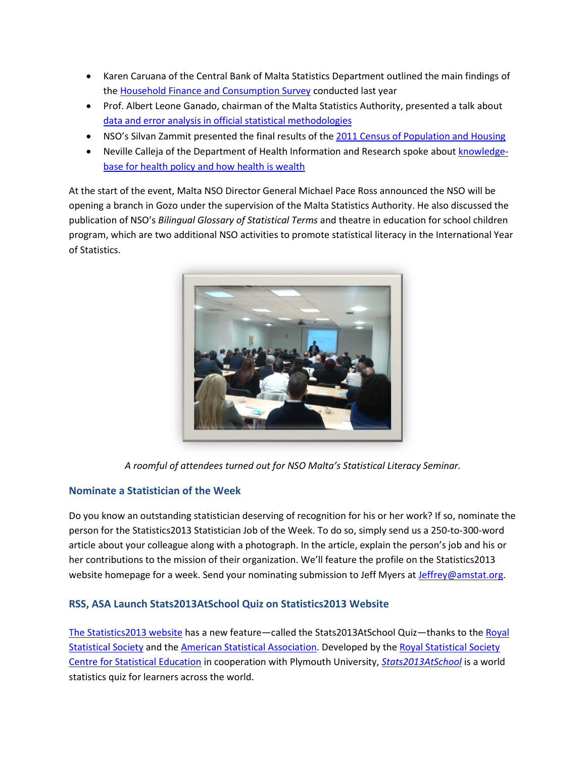- Karen Caruana of the Central Bank of Malta Statistics Department outlined the main findings of the Household Finance and Consumption Survey conducted last year
- Prof. Albert Leone Ganado, chairman of the Malta Statistics Authority, presented a talk about data and error analysis in official statistical methodologies
- NSO's Silvan Zammit presented the final results of the 2011 Census of Population and Housing
- Neville Calleja of the Department of Health Information and Research spoke about knowledge-base for health policy and how health is wealth

At the start of the event, Malta NSO Director General Michael Pace Ross announced the NSO will be opening a branch in Gozo under the supervision of the Malta Statistics Authority. He also discussed the publication of NSO's *Bilingual Glossary of Statistical Terms* and theatre in education for school children program, which are two additional NSO activities to promote statistical literacy in the International Year of Statistics.

*A roomful of attendees turned out for NSO Malta's Statistical Literacy Seminar.*

### Nominate a Statistician of the Week

Do you know an outstanding statistician deserving of recognition for his or her work? If so, nominate the person for the Statistics2013 Statistician Job of the Week. To do so, simply send us a 250-to-300-word article about your colleague along with a photograph. In the article, explain the person's job and his or her contributions to the mission of their organization. We'll feature the profile on the Statistics2013 website homepage for a week. Send your nominating submission to Jeff Myers at Jeffrey@amstat.org.

### RSS, ASA Launch Stats2013AtSchool Quiz on Statistics2013 Website

The Statistics2013 website has a new feature—called the Stats2013AtSchool Quiz—thanks to the Royal Statistical Society and the American Statistical Association. Developed by the Royal Statistical Society Centre for Statistical Education in cooperation with Plymouth University, *Stats2013AtSchool* is a world statistics quiz for learners across the world.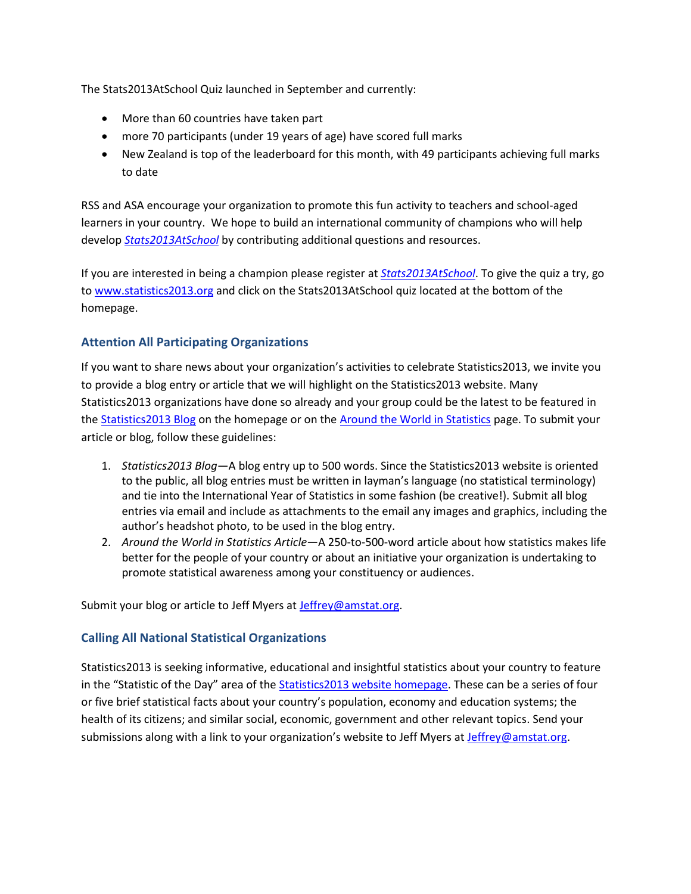The Stats2013AtSchool Quiz launched in September and currently:

- More than 60 countries have taken part
- more 70 participants (under 19 years of age) have scored full marks
- New Zealand is top of the leaderboard for this month, with 49 participants achieving full marks to date

RSS and ASA encourage your organization to promote this fun activity to teachers and school-aged learners in your country. We hope to build an international community of champions who will help develop *Stats2013AtSchool* by contributing additional questions and resources.

If you are interested in being a champion please register at *Stats2013AtSchool*. To give the quiz a try, go to www.statistics2013.org and click on the Stats2013AtSchool quiz located at the bottom of the homepage.

### Attention All Participating Organizations

If you want to share news about your organization's activities to celebrate Statistics2013, we invite you to provide a blog entry or article that we will highlight on the Statistics2013 website. Many Statistics2013 organizations have done so already and your group could be the latest to be featured in the Statistics2013 Blog on the homepage or on the Around the World in Statistics page. To submit your article or blog, follow these guidelines:

1. *Statistics2013 Blog*—A blog entry up to 500 words. Since the Statistics2013 website is oriented to the public, all blog entries must be written in layman's language (no statistical terminology) and tie into the International Year of Statistics in some fashion (be creative!). Submit all blog entries via email and include as attachments to the email any images and graphics, including the author's headshot photo, to be used in the blog entry.
2. *Around the World in Statistics Article*—A 250-to-500-word article about how statistics makes life better for the people of your country or about an initiative your organization is undertaking to promote statistical awareness among your constituency or audiences.

Submit your blog or article to Jeff Myers at Jeffrey@amstat.org.

### Calling All National Statistical Organizations

Statistics2013 is seeking informative, educational and insightful statistics about your country to feature in the "Statistic of the Day" area of the Statistics2013 website homepage. These can be a series of four or five brief statistical facts about your country's population, economy and education systems; the health of its citizens; and similar social, economic, government and other relevant topics. Send your submissions along with a link to your organization's website to Jeff Myers at Jeffrey@amstat.org.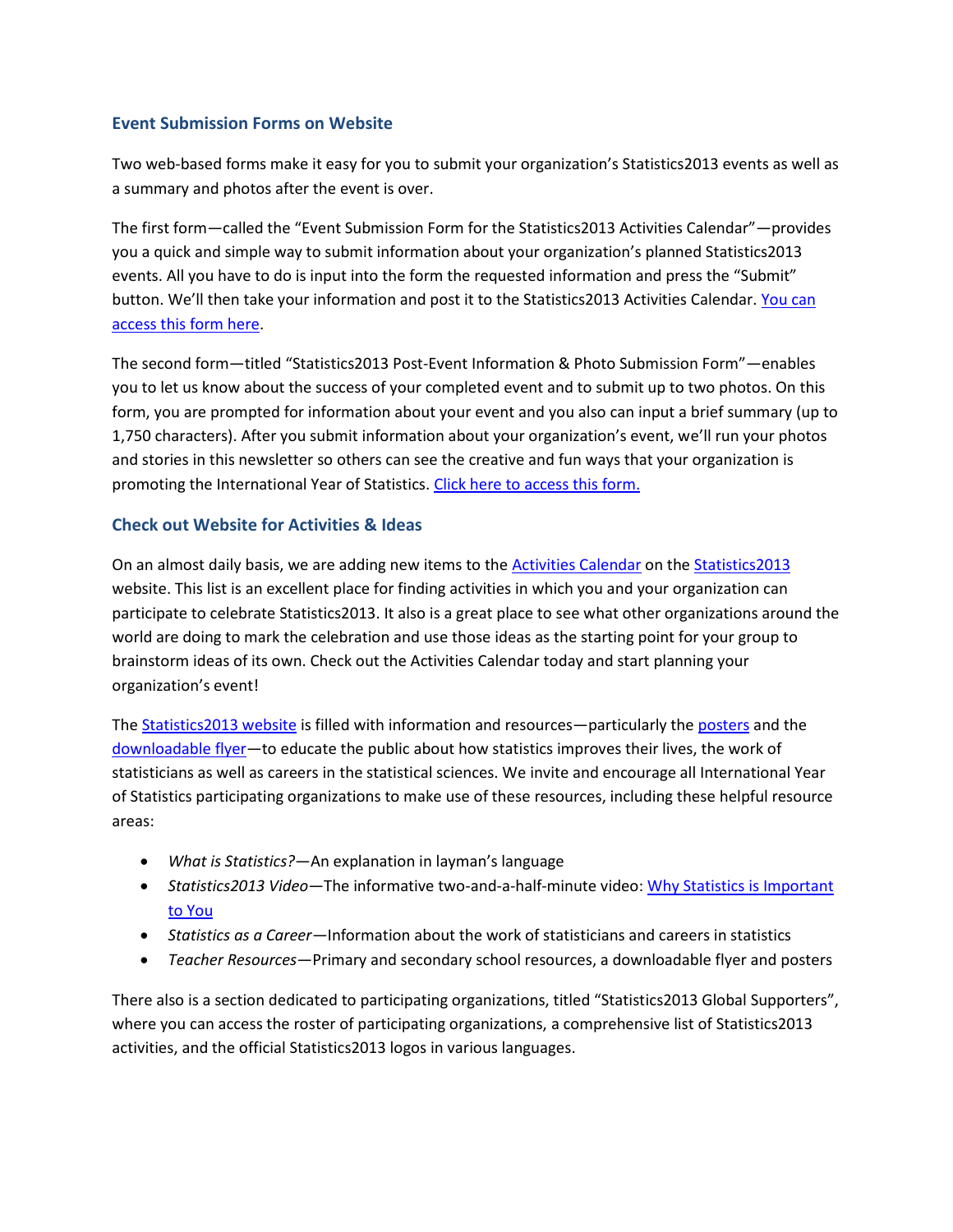### Event Submission Forms on Website

Two web-based forms make it easy for you to submit your organization's Statistics2013 events as well as a summary and photos after the event is over.

The first form—called the "Event Submission Form for the Statistics2013 Activities Calendar"—provides you a quick and simple way to submit information about your organization's planned Statistics2013 events. All you have to do is input into the form the requested information and press the "Submit" button. We'll then take your information and post it to the Statistics2013 Activities Calendar. You can access this form here.

The second form—titled "Statistics2013 Post-Event Information & Photo Submission Form"—enables you to let us know about the success of your completed event and to submit up to two photos. On this form, you are prompted for information about your event and you also can input a brief summary (up to 1,750 characters). After you submit information about your organization's event, we'll run your photos and stories in this newsletter so others can see the creative and fun ways that your organization is promoting the International Year of Statistics. Click here to access this form.

### Check out Website for Activities & Ideas

On an almost daily basis, we are adding new items to the Activities Calendar on the Statistics2013 website. This list is an excellent place for finding activities in which you and your organization can participate to celebrate Statistics2013. It also is a great place to see what other organizations around the world are doing to mark the celebration and use those ideas as the starting point for your group to brainstorm ideas of its own. Check out the Activities Calendar today and start planning your organization's event!

The Statistics2013 website is filled with information and resources—particularly the posters and the downloadable flyer—to educate the public about how statistics improves their lives, the work of statisticians as well as careers in the statistical sciences. We invite and encourage all International Year of Statistics participating organizations to make use of these resources, including these helpful resource areas:

- *What is Statistics?*—An explanation in layman's language
- *Statistics2013 Video*—The informative two-and-a-half-minute video: Why Statistics is Important to You
- *Statistics as a Career*—Information about the work of statisticians and careers in statistics
- *Teacher Resources*—Primary and secondary school resources, a downloadable flyer and posters

There also is a section dedicated to participating organizations, titled "Statistics2013 Global Supporters", where you can access the roster of participating organizations, a comprehensive list of Statistics2013 activities, and the official Statistics2013 logos in various languages.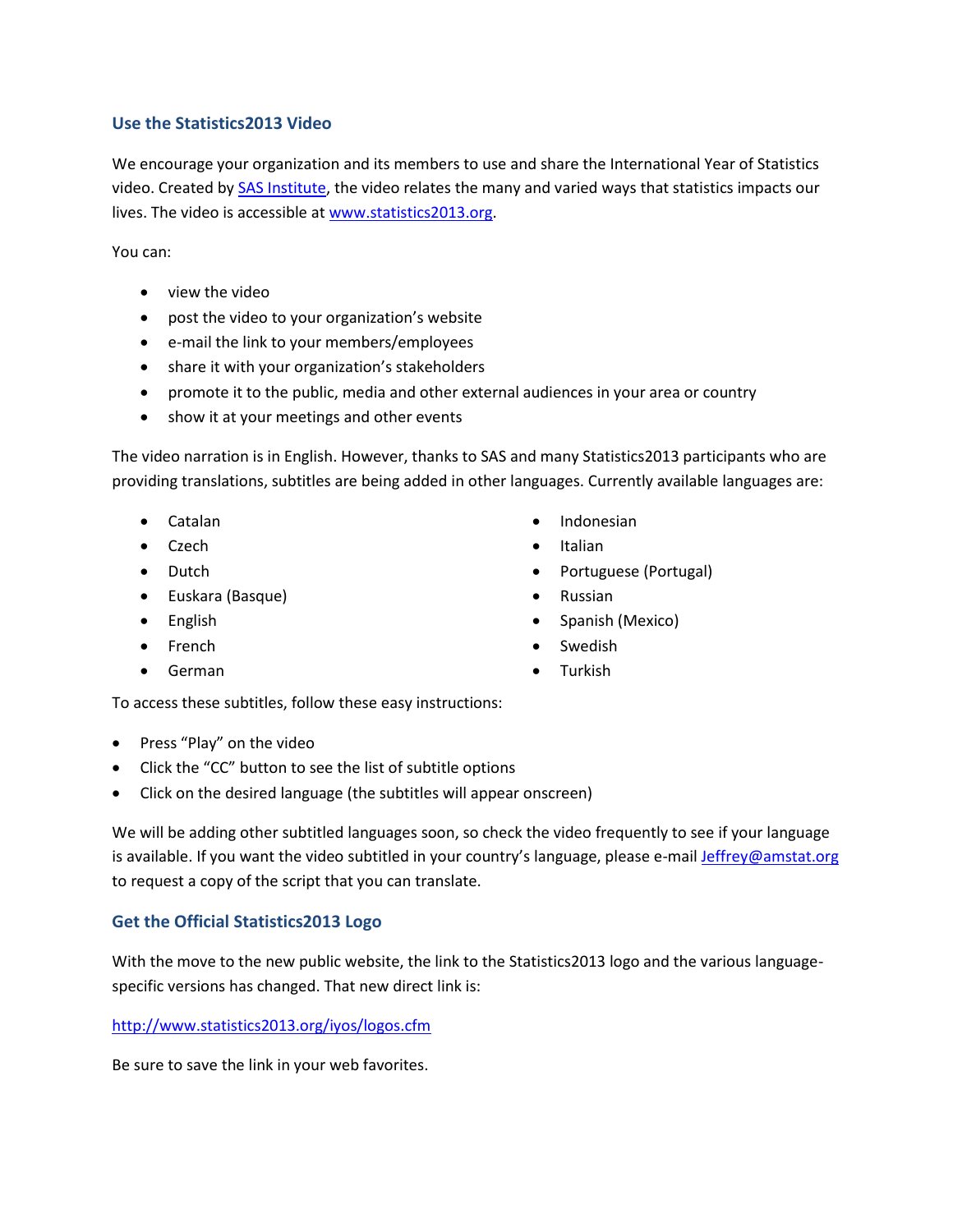## Use the Statistics2013 Video

We encourage your organization and its members to use and share the International Year of Statistics video. Created by [SAS Institute](), the video relates the many and varied ways that statistics impacts our lives. The video is accessible at [www.statistics2013.org]().

You can:

- view the video
- post the video to your organization's website
- e-mail the link to your members/employees
- share it with your organization's stakeholders
- promote it to the public, media and other external audiences in your area or country
- show it at your meetings and other events

The video narration is in English. However, thanks to SAS and many Statistics2013 participants who are providing translations, subtitles are being added in other languages. Currently available languages are:

- Catalan
- Czech
- Dutch
- Euskara (Basque)
- English
- French
- German
- Indonesian
- Italian
- Portuguese (Portugal)
- Russian
- Spanish (Mexico)
- Swedish
- Turkish

To access these subtitles, follow these easy instructions:

- Press "Play" on the video
- Click the "CC" button to see the list of subtitle options
- Click on the desired language (the subtitles will appear onscreen)

We will be adding other subtitled languages soon, so check the video frequently to see if your language is available. If you want the video subtitled in your country's language, please e-mail [Jeffrey@amstat.org]() to request a copy of the script that you can translate.

## Get the Official Statistics2013 Logo

With the move to the new public website, the link to the Statistics2013 logo and the various language-specific versions has changed. That new direct link is:

http://www.statistics2013.org/iyos/logos.cfm

Be sure to save the link in your web favorites.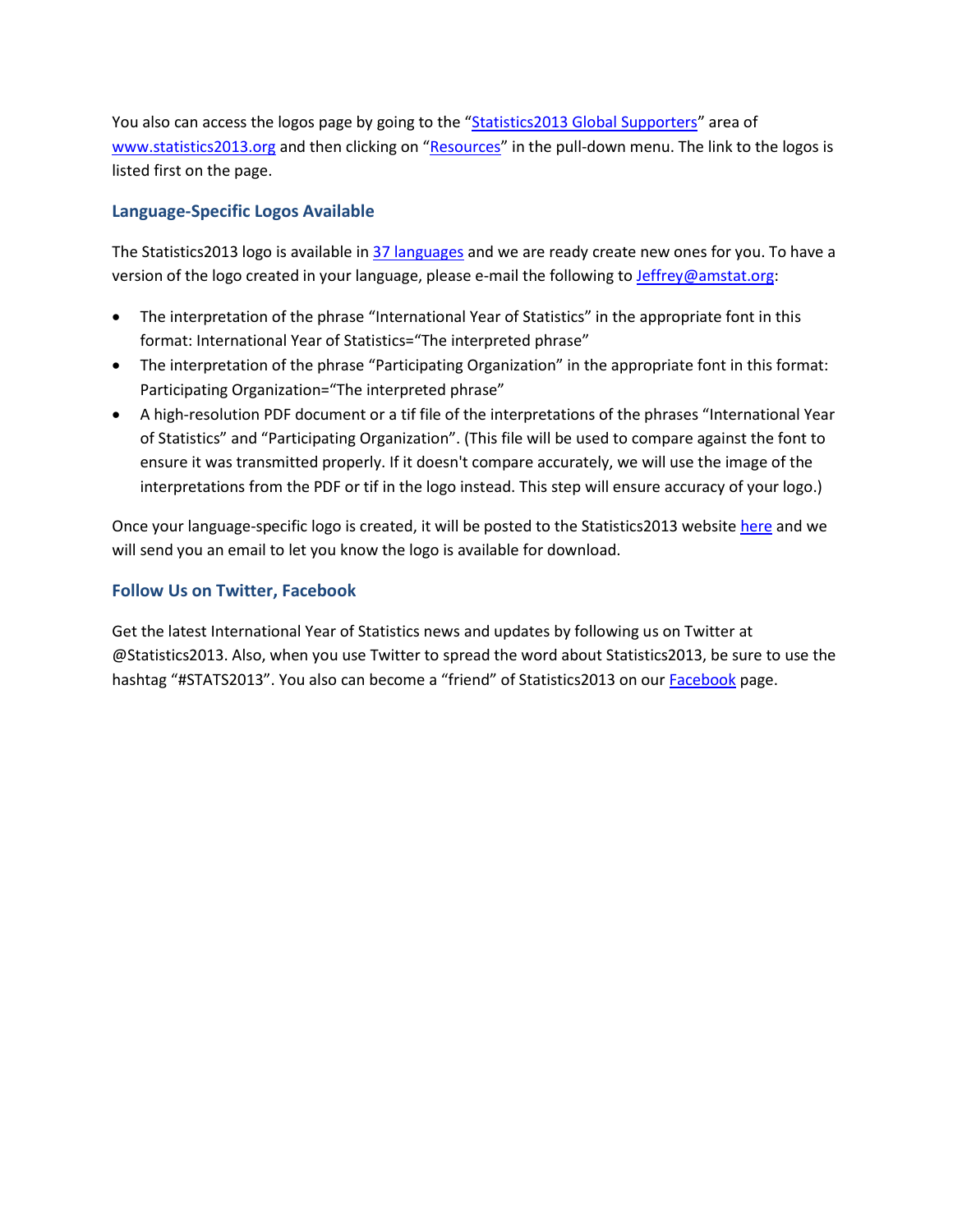You also can access the logos page by going to the "Statistics2013 Global Supporters" area of www.statistics2013.org and then clicking on "Resources" in the pull-down menu. The link to the logos is listed first on the page.

### Language-Specific Logos Available

The Statistics2013 logo is available in 37 languages and we are ready create new ones for you. To have a version of the logo created in your language, please e-mail the following to Jeffrey@amstat.org:

- The interpretation of the phrase "International Year of Statistics" in the appropriate font in this format: International Year of Statistics="The interpreted phrase"
- The interpretation of the phrase "Participating Organization" in the appropriate font in this format: Participating Organization="The interpreted phrase"
- A high-resolution PDF document or a tif file of the interpretations of the phrases "International Year of Statistics" and "Participating Organization". (This file will be used to compare against the font to ensure it was transmitted properly. If it doesn't compare accurately, we will use the image of the interpretations from the PDF or tif in the logo instead. This step will ensure accuracy of your logo.)

Once your language-specific logo is created, it will be posted to the Statistics2013 website here and we will send you an email to let you know the logo is available for download.

### Follow Us on Twitter, Facebook

Get the latest International Year of Statistics news and updates by following us on Twitter at @Statistics2013. Also, when you use Twitter to spread the word about Statistics2013, be sure to use the hashtag "#STATS2013". You also can become a "friend" of Statistics2013 on our Facebook page.